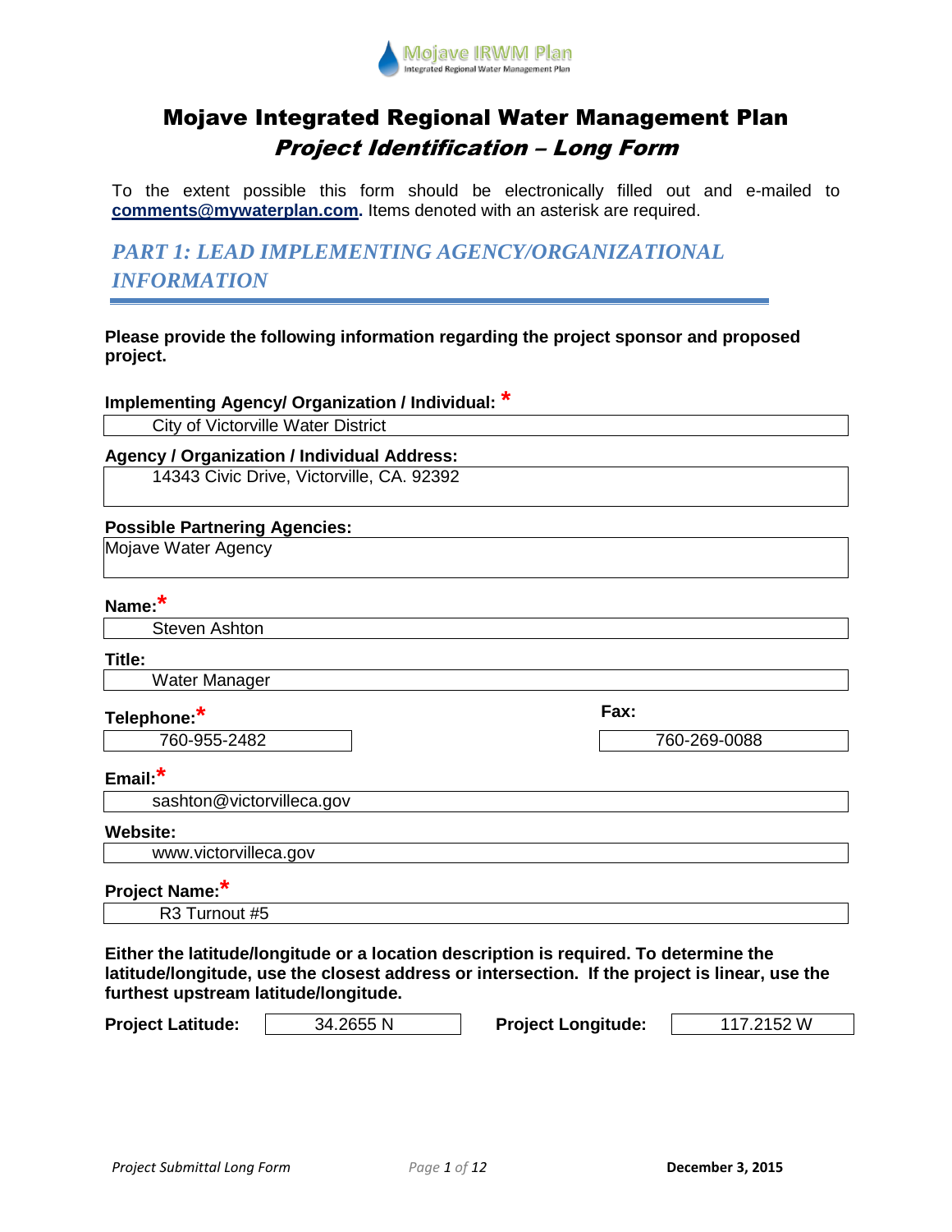Mojave IRWM Plan
Integrated Regional Water Management Plan

# Mojave Integrated Regional Water Management Plan

## *Project Identification – Long Form*

To the extent possible this form should be electronically filled out and e-mailed to **comments@mywaterplan.com.** Items denoted with an asterisk are required.

## *PART 1: LEAD IMPLEMENTING AGENCY/ORGANIZATIONAL INFORMATION*

**Please provide the following information regarding the project sponsor and proposed project.**

**Implementing Agency/ Organization / Individual:** *

City of Victorville Water District

**Agency / Organization / Individual Address:**

14343 Civic Drive, Victorville, CA. 92392

**Possible Partnering Agencies:**

Mojave Water Agency

**Name:***

Steven Ashton

**Title:**

Water Manager

**Telephone:***

760-955-2482

**Fax:**

760-269-0088

**Email:***

sashton@victorvilleca.gov

**Website:**

www.victorvilleca.gov

**Project Name:***

R3 Turnout #5

**Either the latitude/longitude or a location description is required. To determine the latitude/longitude, use the closest address or intersection. If the project is linear, use the furthest upstream latitude/longitude.**

**Project Latitude:** 34.2655 N

**Project Longitude:** 117.2152 W

December 3, 2015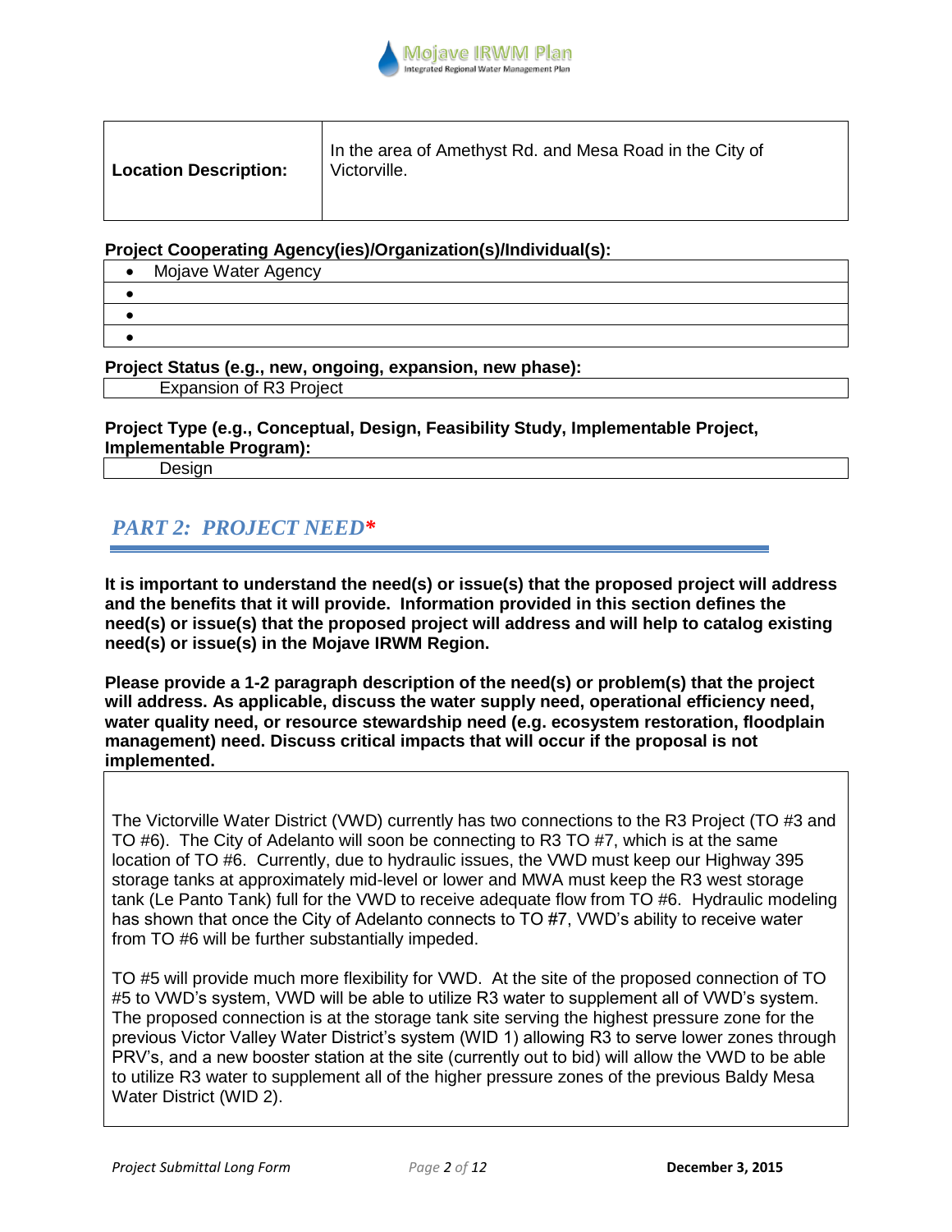| **Location Description:** | In the area of Amethyst Rd. and Mesa Road in the City of Victorville. |
|---|---|

**Project Cooperating Agency(ies)/Organization(s)/Individual(s):**

- Mojave Water Agency
- 
- 
- 

**Project Status (e.g., new, ongoing, expansion, new phase):**

Expansion of R3 Project

**Project Type (e.g., Conceptual, Design, Feasibility Study, Implementable Project, Implementable Program):**

Design

## *PART 2: PROJECT NEED**

**It is important to understand the need(s) or issue(s) that the proposed project will address and the benefits that it will provide. Information provided in this section defines the need(s) or issue(s) that the proposed project will address and will help to catalog existing need(s) or issue(s) in the Mojave IRWM Region.**

**Please provide a 1-2 paragraph description of the need(s) or problem(s) that the project will address. As applicable, discuss the water supply need, operational efficiency need, water quality need, or resource stewardship need (e.g. ecosystem restoration, floodplain management) need. Discuss critical impacts that will occur if the proposal is not implemented.**

The Victorville Water District (VWD) currently has two connections to the R3 Project (TO #3 and TO #6). The City of Adelanto will soon be connecting to R3 TO #7, which is at the same location of TO #6. Currently, due to hydraulic issues, the VWD must keep our Highway 395 storage tanks at approximately mid-level or lower and MWA must keep the R3 west storage tank (Le Panto Tank) full for the VWD to receive adequate flow from TO #6. Hydraulic modeling has shown that once the City of Adelanto connects to TO #7, VWD's ability to receive water from TO #6 will be further substantially impeded.

TO #5 will provide much more flexibility for VWD. At the site of the proposed connection of TO #5 to VWD's system, VWD will be able to utilize R3 water to supplement all of VWD's system. The proposed connection is at the storage tank site serving the highest pressure zone for the previous Victor Valley Water District's system (WID 1) allowing R3 to serve lower zones through PRV's, and a new booster station at the site (currently out to bid) will allow the VWD to be able to utilize R3 water to supplement all of the higher pressure zones of the previous Baldy Mesa Water District (WID 2).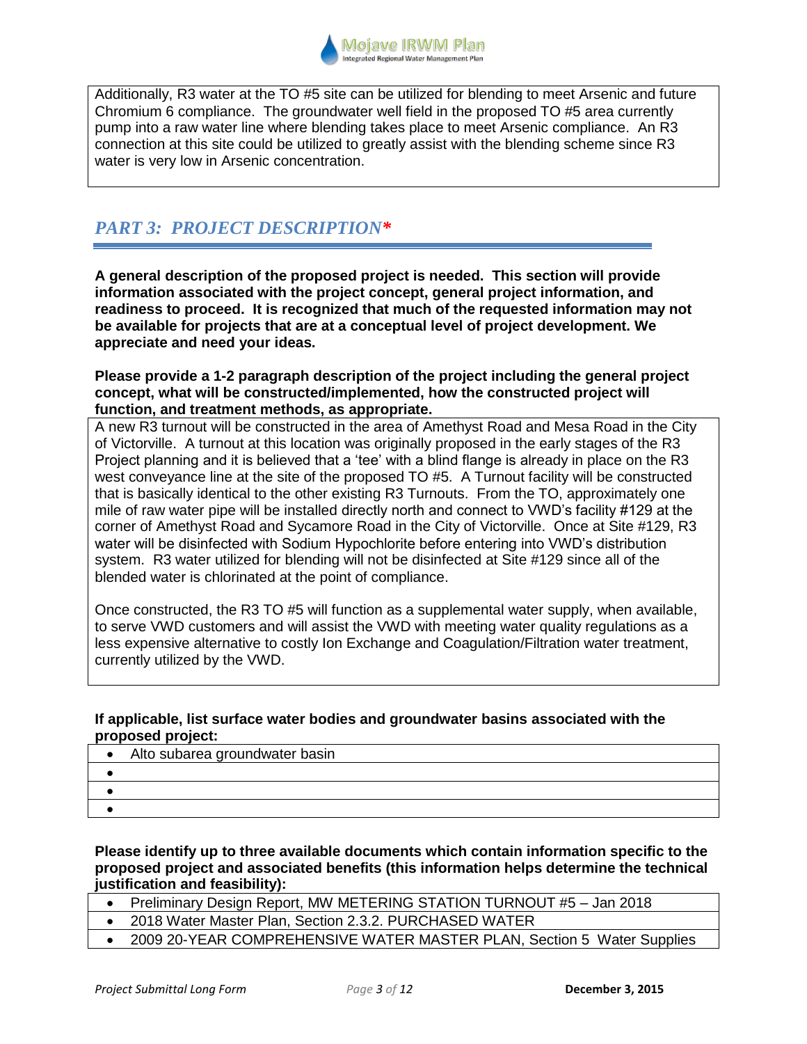Additionally, R3 water at the TO #5 site can be utilized for blending to meet Arsenic and future Chromium 6 compliance. The groundwater well field in the proposed TO #5 area currently pump into a raw water line where blending takes place to meet Arsenic compliance. An R3 connection at this site could be utilized to greatly assist with the blending scheme since R3 water is very low in Arsenic concentration.

## *PART 3: PROJECT DESCRIPTION\**

**A general description of the proposed project is needed. This section will provide information associated with the project concept, general project information, and readiness to proceed. It is recognized that much of the requested information may not be available for projects that are at a conceptual level of project development. We appreciate and need your ideas.**

**Please provide a 1-2 paragraph description of the project including the general project concept, what will be constructed/implemented, how the constructed project will function, and treatment methods, as appropriate.**

A new R3 turnout will be constructed in the area of Amethyst Road and Mesa Road in the City of Victorville. A turnout at this location was originally proposed in the early stages of the R3 Project planning and it is believed that a 'tee' with a blind flange is already in place on the R3 west conveyance line at the site of the proposed TO #5. A Turnout facility will be constructed that is basically identical to the other existing R3 Turnouts. From the TO, approximately one mile of raw water pipe will be installed directly north and connect to VWD's facility #129 at the corner of Amethyst Road and Sycamore Road in the City of Victorville. Once at Site #129, R3 water will be disinfected with Sodium Hypochlorite before entering into VWD's distribution system. R3 water utilized for blending will not be disinfected at Site #129 since all of the blended water is chlorinated at the point of compliance.

Once constructed, the R3 TO #5 will function as a supplemental water supply, when available, to serve VWD customers and will assist the VWD with meeting water quality regulations as a less expensive alternative to costly Ion Exchange and Coagulation/Filtration water treatment, currently utilized by the VWD.

**If applicable, list surface water bodies and groundwater basins associated with the proposed project:**

- Alto subarea groundwater basin
- 
- 
- 

**Please identify up to three available documents which contain information specific to the proposed project and associated benefits (this information helps determine the technical justification and feasibility):**

- Preliminary Design Report, MW METERING STATION TURNOUT #5 – Jan 2018
- 2018 Water Master Plan, Section 2.3.2. PURCHASED WATER
- 2009 20-YEAR COMPREHENSIVE WATER MASTER PLAN, Section 5 Water Supplies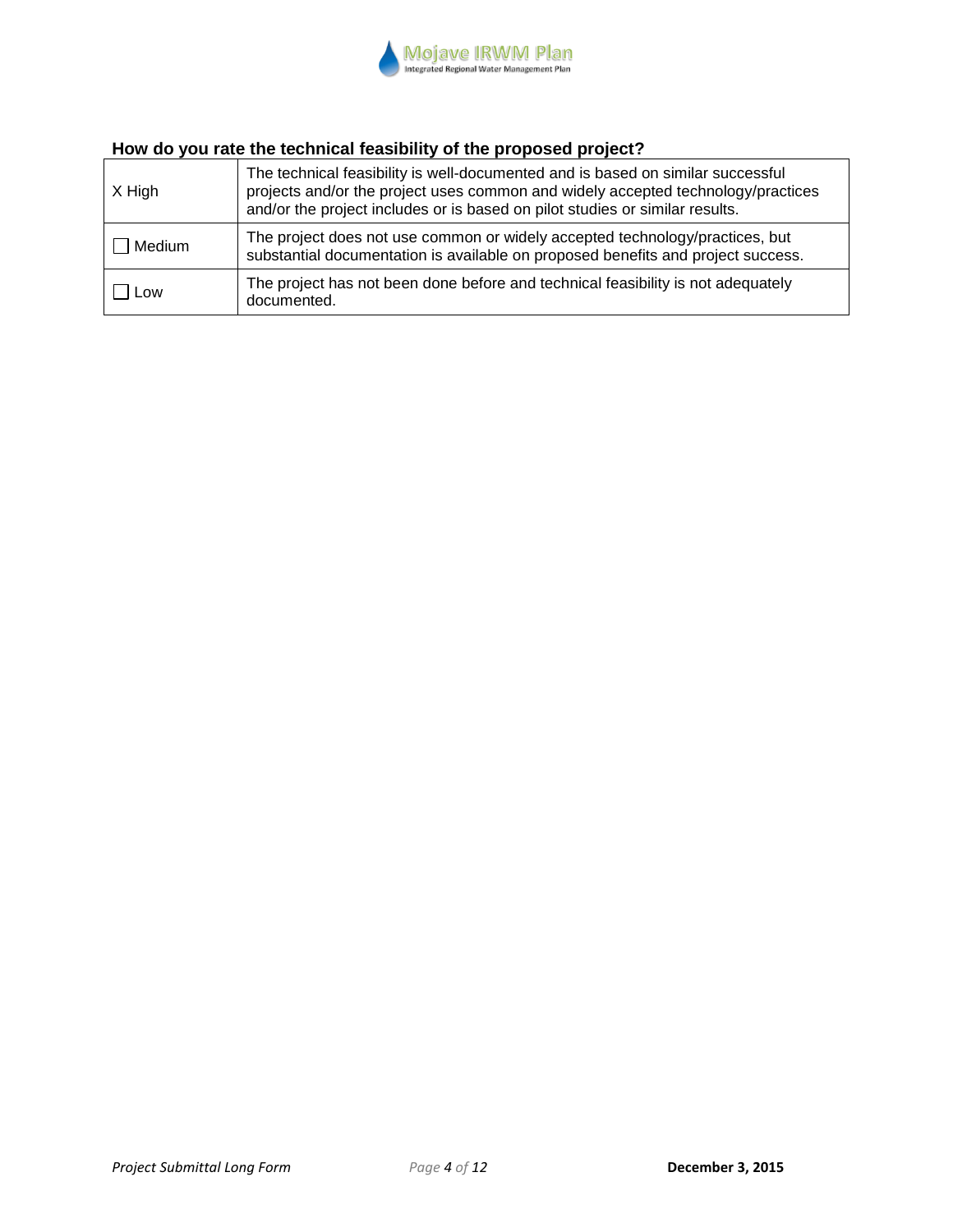### How do you rate the technical feasibility of the proposed project?

| | |
|---|---|
| X High | The technical feasibility is well-documented and is based on similar successful projects and/or the project uses common and widely accepted technology/practices and/or the project includes or is based on pilot studies or similar results. |
| ☐ Medium | The project does not use common or widely accepted technology/practices, but substantial documentation is available on proposed benefits and project success. |
| ☐ Low | The project has not been done before and technical feasibility is not adequately documented. |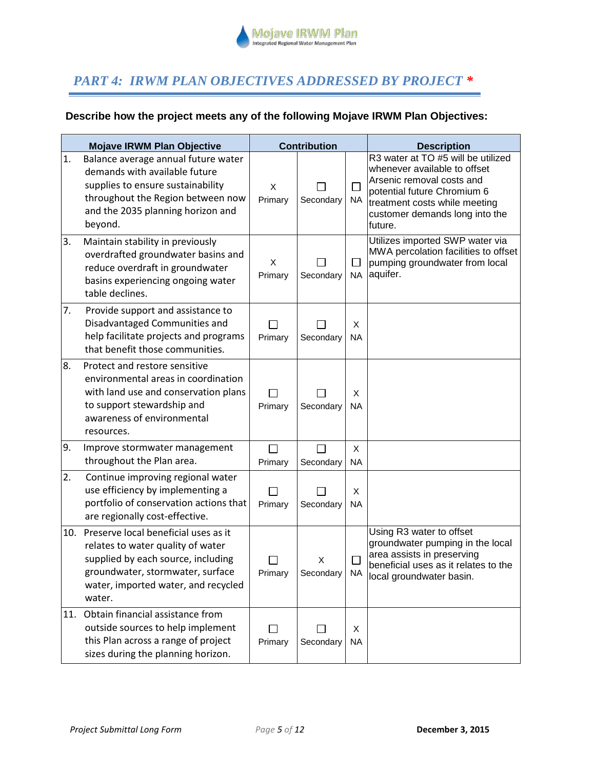## *PART 4: IRWM PLAN OBJECTIVES ADDRESSED BY PROJECT **

**Describe how the project meets any of the following Mojave IRWM Plan Objectives:**

| Mojave IRWM Plan Objective | Contribution | | | Description |
|---|---|---|---|---|
| 1. Balance average annual future water demands with available future supplies to ensure sustainability throughout the Region between now and the 2035 planning horizon and beyond. | X Primary | ☐ Secondary | ☐ NA | R3 water at TO #5 will be utilized whenever available to offset Arsenic removal costs and potential future Chromium 6 treatment costs while meeting customer demands long into the future. |
| 3. Maintain stability in previously overdrafted groundwater basins and reduce overdraft in groundwater basins experiencing ongoing water table declines. | X Primary | ☐ Secondary | ☐ NA | Utilizes imported SWP water via MWA percolation facilities to offset pumping groundwater from local aquifer. |
| 7. Provide support and assistance to Disadvantaged Communities and help facilitate projects and programs that benefit those communities. | ☐ Primary | ☐ Secondary | X NA | |
| 8. Protect and restore sensitive environmental areas in coordination with land use and conservation plans to support stewardship and awareness of environmental resources. | ☐ Primary | ☐ Secondary | X NA | |
| 9. Improve stormwater management throughout the Plan area. | ☐ Primary | ☐ Secondary | X NA | |
| 2. Continue improving regional water use efficiency by implementing a portfolio of conservation actions that are regionally cost-effective. | ☐ Primary | ☐ Secondary | X NA | |
| 10. Preserve local beneficial uses as it relates to water quality of water supplied by each source, including groundwater, stormwater, surface water, imported water, and recycled water. | ☐ Primary | X Secondary | ☐ NA | Using R3 water to offset groundwater pumping in the local area assists in preserving beneficial uses as it relates to the local groundwater basin. |
| 11. Obtain financial assistance from outside sources to help implement this Plan across a range of project sizes during the planning horizon. | ☐ Primary | ☐ Secondary | X NA | |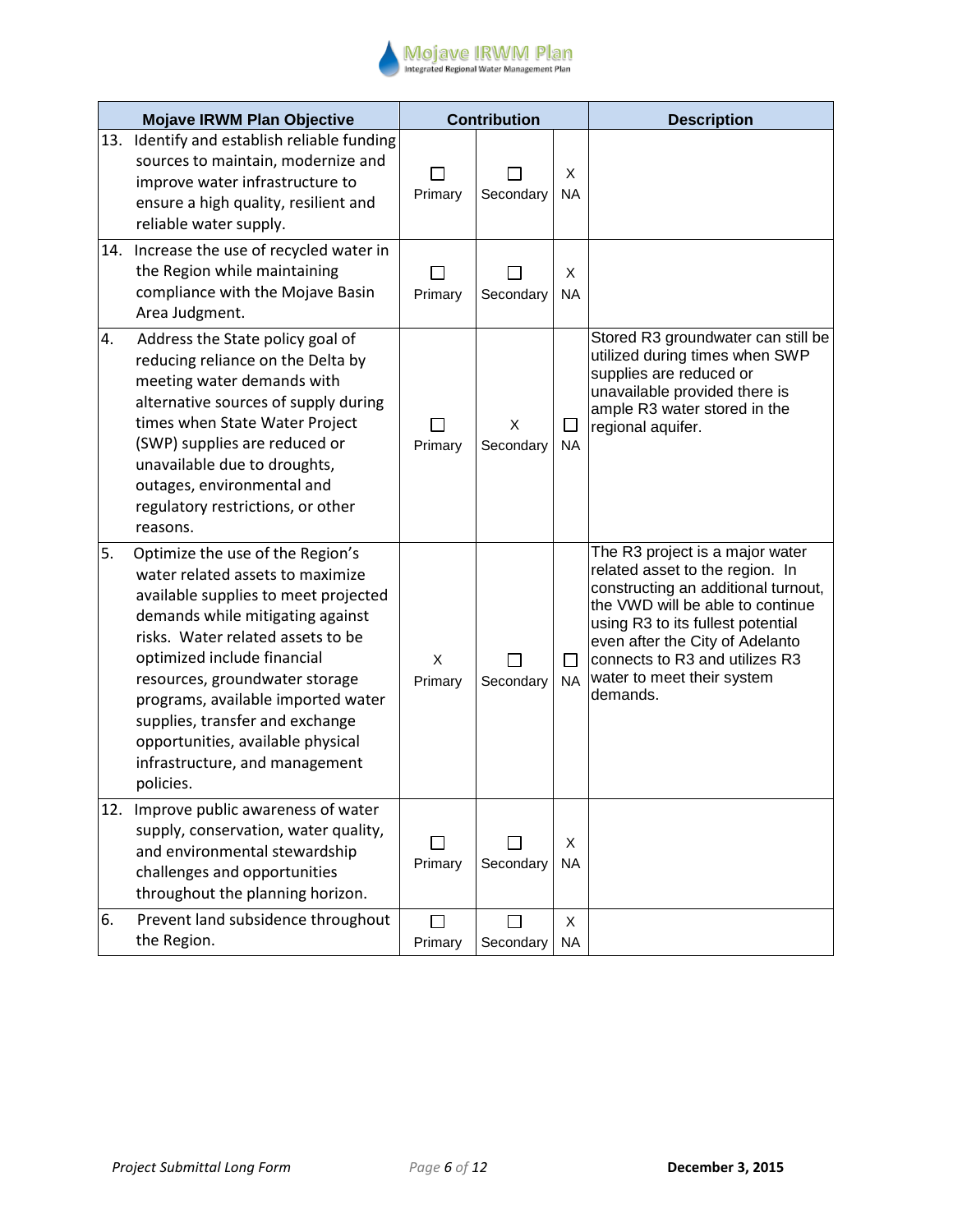| Mojave IRWM Plan Objective | Contribution | | | Description |
|---|---|---|---|---|
| 13. Identify and establish reliable funding sources to maintain, modernize and improve water infrastructure to ensure a high quality, resilient and reliable water supply. | ☐ Primary | ☐ Secondary | X NA | |
| 14. Increase the use of recycled water in the Region while maintaining compliance with the Mojave Basin Area Judgment. | ☐ Primary | ☐ Secondary | X NA | |
| 4. Address the State policy goal of reducing reliance on the Delta by meeting water demands with alternative sources of supply during times when State Water Project (SWP) supplies are reduced or unavailable due to droughts, outages, environmental and regulatory restrictions, or other reasons. | ☐ Primary | X Secondary | ☐ NA | Stored R3 groundwater can still be utilized during times when SWP supplies are reduced or unavailable provided there is ample R3 water stored in the regional aquifer. |
| 5. Optimize the use of the Region's water related assets to maximize available supplies to meet projected demands while mitigating against risks. Water related assets to be optimized include financial resources, groundwater storage programs, available imported water supplies, transfer and exchange opportunities, available physical infrastructure, and management policies. | X Primary | ☐ Secondary | ☐ NA | The R3 project is a major water related asset to the region. In constructing an additional turnout, the VWD will be able to continue using R3 to its fullest potential even after the City of Adelanto connects to R3 and utilizes R3 water to meet their system demands. |
| 12. Improve public awareness of water supply, conservation, water quality, and environmental stewardship challenges and opportunities throughout the planning horizon. | ☐ Primary | ☐ Secondary | X NA | |
| 6. Prevent land subsidence throughout the Region. | ☐ Primary | ☐ Secondary | X NA | |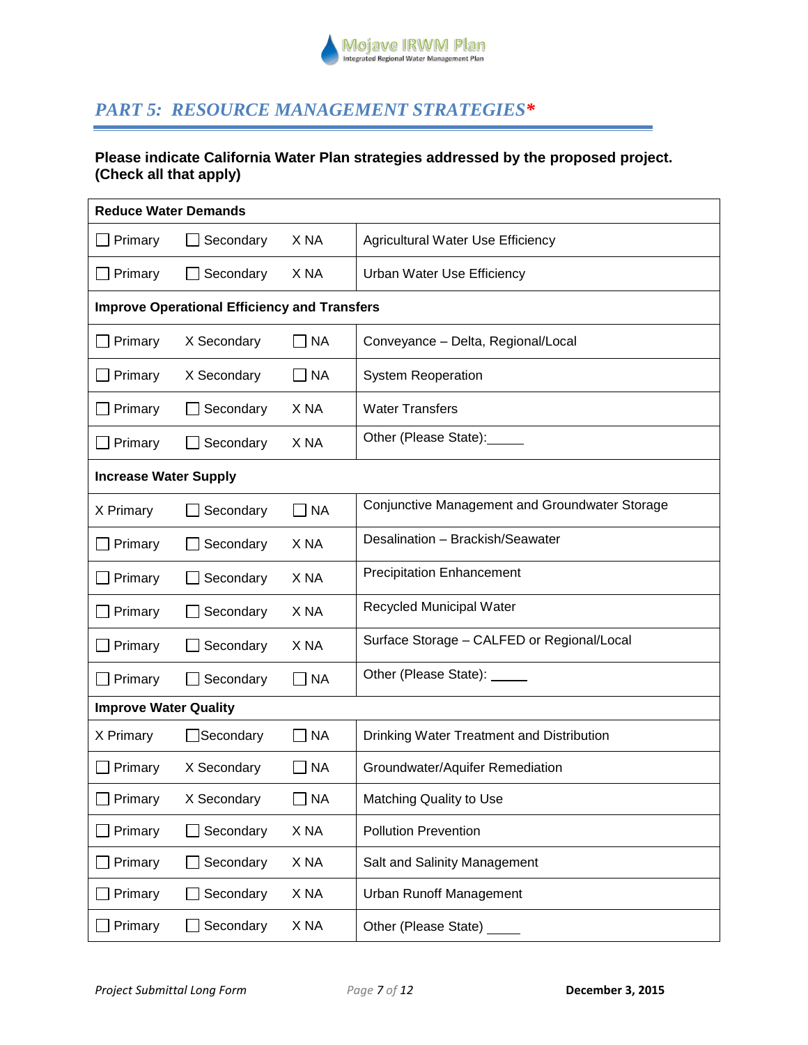## *PART 5: RESOURCE MANAGEMENT STRATEGIES**

**Please indicate California Water Plan strategies addressed by the proposed project. (Check all that apply)**

| Primary | Secondary | NA | Strategy |
|---|---|---|---|
| **Reduce Water Demands** | | | |
| ☐ Primary | ☐ Secondary | X NA | Agricultural Water Use Efficiency |
| ☐ Primary | ☐ Secondary | X NA | Urban Water Use Efficiency |
| **Improve Operational Efficiency and Transfers** | | | |
| ☐ Primary | X Secondary | ☐ NA | Conveyance – Delta, Regional/Local |
| ☐ Primary | X Secondary | ☐ NA | System Reoperation |
| ☐ Primary | ☐ Secondary | X NA | Water Transfers |
| ☐ Primary | ☐ Secondary | X NA | Other (Please State):_____ |
| **Increase Water Supply** | | | |
| X Primary | ☐ Secondary | ☐ NA | Conjunctive Management and Groundwater Storage |
| ☐ Primary | ☐ Secondary | X NA | Desalination – Brackish/Seawater |
| ☐ Primary | ☐ Secondary | X NA | Precipitation Enhancement |
| ☐ Primary | ☐ Secondary | X NA | Recycled Municipal Water |
| ☐ Primary | ☐ Secondary | X NA | Surface Storage – CALFED or Regional/Local |
| ☐ Primary | ☐ Secondary | ☐ NA | Other (Please State): _____ |
| **Improve Water Quality** | | | |
| X Primary | ☐ Secondary | ☐ NA | Drinking Water Treatment and Distribution |
| ☐ Primary | X Secondary | ☐ NA | Groundwater/Aquifer Remediation |
| ☐ Primary | X Secondary | ☐ NA | Matching Quality to Use |
| ☐ Primary | ☐ Secondary | X NA | Pollution Prevention |
| ☐ Primary | ☐ Secondary | X NA | Salt and Salinity Management |
| ☐ Primary | ☐ Secondary | X NA | Urban Runoff Management |
| ☐ Primary | ☐ Secondary | X NA | Other (Please State) _____ |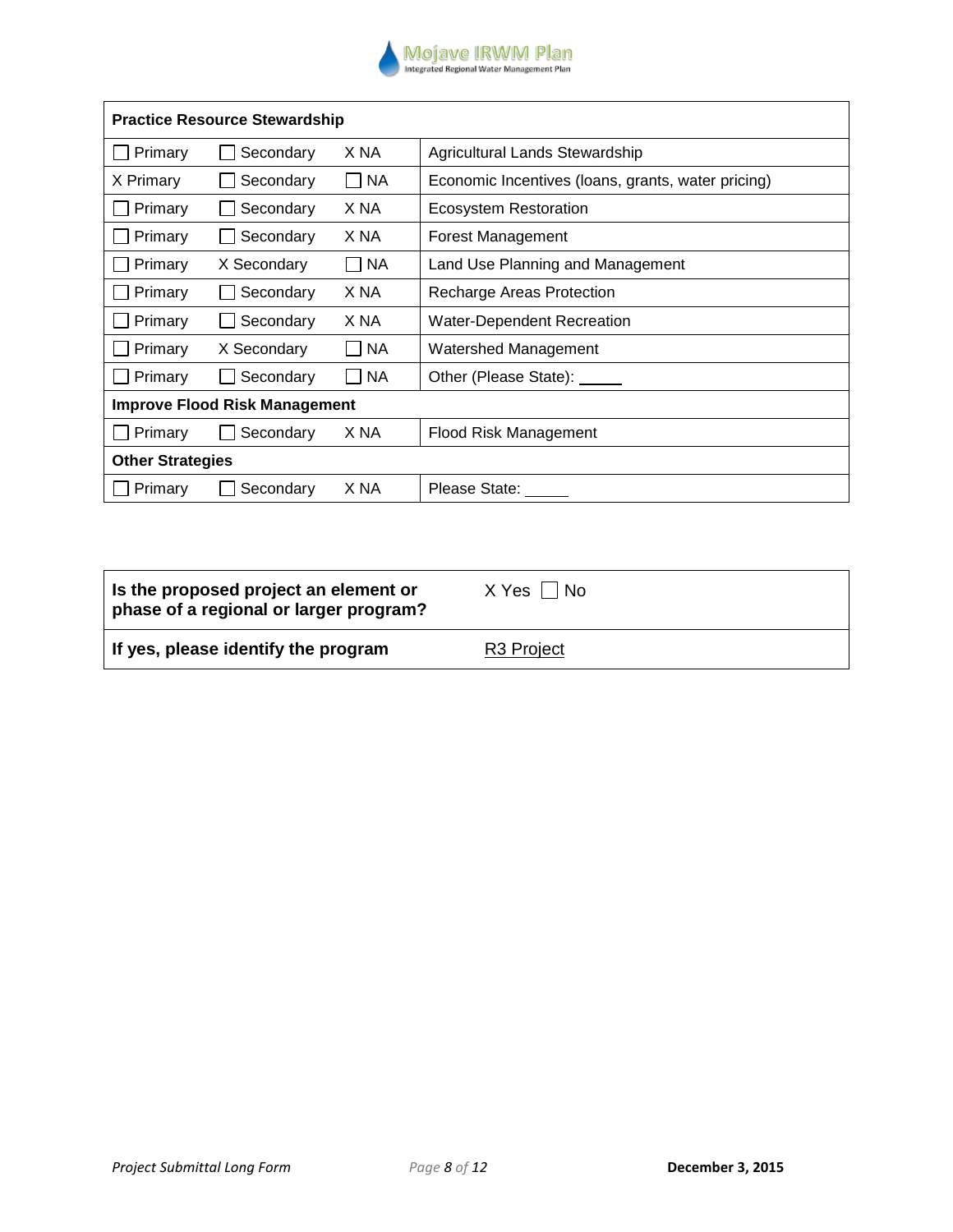| Practice Resource Stewardship | | | |
|---|---|---|---|
| ☐ Primary | ☐ Secondary | X NA | Agricultural Lands Stewardship |
| X Primary | ☐ Secondary | ☐ NA | Economic Incentives (loans, grants, water pricing) |
| ☐ Primary | ☐ Secondary | X NA | Ecosystem Restoration |
| ☐ Primary | ☐ Secondary | X NA | Forest Management |
| ☐ Primary | X Secondary | ☐ NA | Land Use Planning and Management |
| ☐ Primary | ☐ Secondary | X NA | Recharge Areas Protection |
| ☐ Primary | ☐ Secondary | X NA | Water-Dependent Recreation |
| ☐ Primary | X Secondary | ☐ NA | Watershed Management |
| ☐ Primary | ☐ Secondary | ☐ NA | Other (Please State): _____ |
| **Improve Flood Risk Management** | | | |
| ☐ Primary | ☐ Secondary | X NA | Flood Risk Management |
| **Other Strategies** | | | |
| ☐ Primary | ☐ Secondary | X NA | Please State: _____ |

| | |
|---|---|
| **Is the proposed project an element or phase of a regional or larger program?** | X Yes ☐ No |
| **If yes, please identify the program** | R3 Project |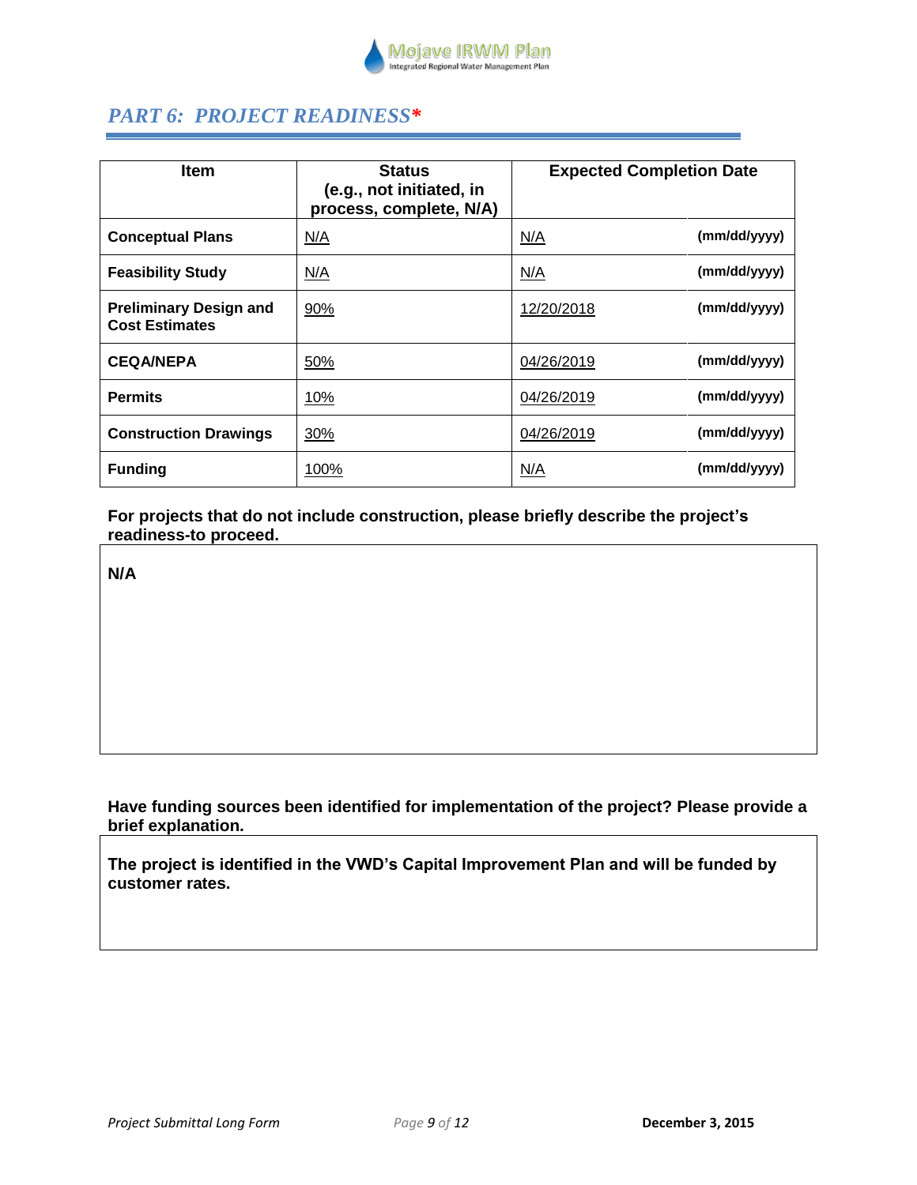## *PART 6: PROJECT READINESS**

| Item | Status (e.g., not initiated, in process, complete, N/A) | Expected Completion Date | |
|---|---|---|---|
| Conceptual Plans | N/A | N/A | (mm/dd/yyyy) |
| Feasibility Study | N/A | N/A | (mm/dd/yyyy) |
| Preliminary Design and Cost Estimates | 90% | 12/20/2018 | (mm/dd/yyyy) |
| CEQA/NEPA | 50% | 04/26/2019 | (mm/dd/yyyy) |
| Permits | 10% | 04/26/2019 | (mm/dd/yyyy) |
| Construction Drawings | 30% | 04/26/2019 | (mm/dd/yyyy) |
| Funding | 100% | N/A | (mm/dd/yyyy) |

**For projects that do not include construction, please briefly describe the project's readiness-to proceed.**

**N/A**

**Have funding sources been identified for implementation of the project? Please provide a brief explanation.**

**The project is identified in the VWD's Capital Improvement Plan and will be funded by customer rates.**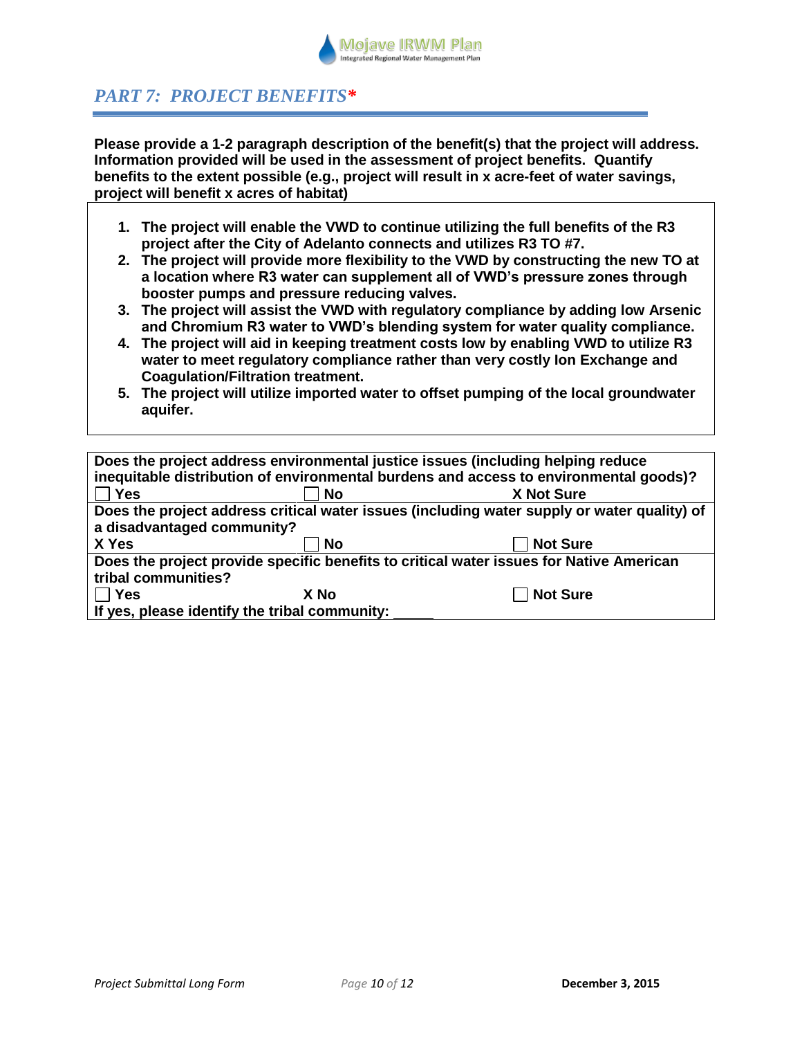## *PART 7: PROJECT BENEFITS**

**Please provide a 1-2 paragraph description of the benefit(s) that the project will address. Information provided will be used in the assessment of project benefits. Quantify benefits to the extent possible (e.g., project will result in x acre-feet of water savings, project will benefit x acres of habitat)**

1. **The project will enable the VWD to continue utilizing the full benefits of the R3 project after the City of Adelanto connects and utilizes R3 TO #7.**
2. **The project will provide more flexibility to the VWD by constructing the new TO at a location where R3 water can supplement all of VWD's pressure zones through booster pumps and pressure reducing valves.**
3. **The project will assist the VWD with regulatory compliance by adding low Arsenic and Chromium R3 water to VWD's blending system for water quality compliance.**
4. **The project will aid in keeping treatment costs low by enabling VWD to utilize R3 water to meet regulatory compliance rather than very costly Ion Exchange and Coagulation/Filtration treatment.**
5. **The project will utilize imported water to offset pumping of the local groundwater aquifer.**

**Does the project address environmental justice issues (including helping reduce inequitable distribution of environmental burdens and access to environmental goods)?**

☐ **Yes** ☐ **No** **X Not Sure**

**Does the project address critical water issues (including water supply or water quality) of a disadvantaged community?**

**X Yes** ☐ **No** ☐ **Not Sure**

**Does the project provide specific benefits to critical water issues for Native American tribal communities?**

☐ **Yes** **X No** ☐ **Not Sure**

**If yes, please identify the tribal community:** _____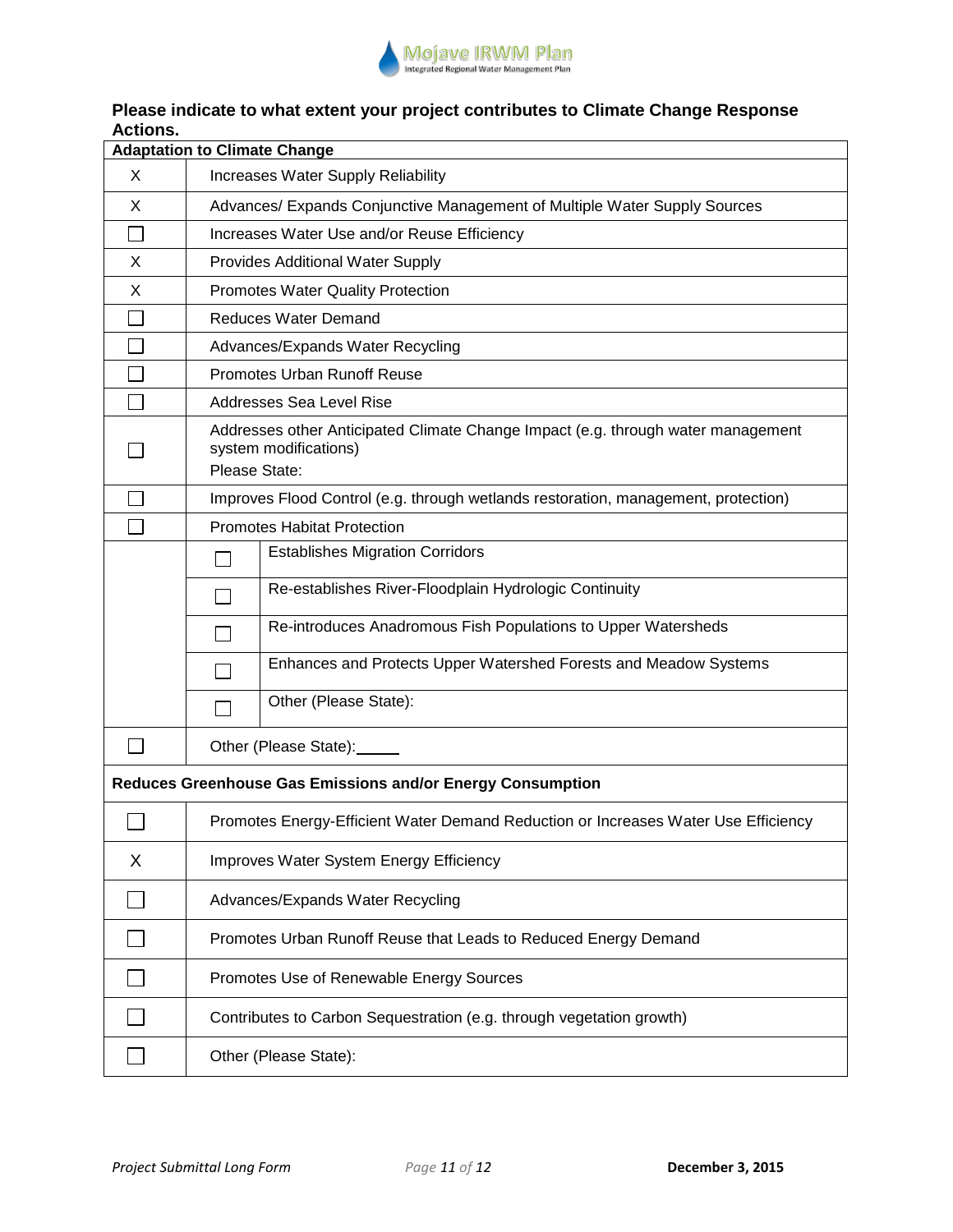**Please indicate to what extent your project contributes to Climate Change Response Actions.**

| **Adaptation to Climate Change** | | |
|---|---|---|
| X | Increases Water Supply Reliability | |
| X | Advances/ Expands Conjunctive Management of Multiple Water Supply Sources | |
| ☐ | Increases Water Use and/or Reuse Efficiency | |
| X | Provides Additional Water Supply | |
| X | Promotes Water Quality Protection | |
| ☐ | Reduces Water Demand | |
| ☐ | Advances/Expands Water Recycling | |
| ☐ | Promotes Urban Runoff Reuse | |
| ☐ | Addresses Sea Level Rise | |
| ☐ | Addresses other Anticipated Climate Change Impact (e.g. through water management system modifications) Please State: | |
| ☐ | Improves Flood Control (e.g. through wetlands restoration, management, protection) | |
| ☐ | Promotes Habitat Protection | |
| | ☐ | Establishes Migration Corridors |
| | ☐ | Re-establishes River-Floodplain Hydrologic Continuity |
| | ☐ | Re-introduces Anadromous Fish Populations to Upper Watersheds |
| | ☐ | Enhances and Protects Upper Watershed Forests and Meadow Systems |
| | ☐ | Other (Please State): |
| ☐ | Other (Please State):_____ | |
| **Reduces Greenhouse Gas Emissions and/or Energy Consumption** | | |
| ☐ | Promotes Energy-Efficient Water Demand Reduction or Increases Water Use Efficiency | |
| X | Improves Water System Energy Efficiency | |
| ☐ | Advances/Expands Water Recycling | |
| ☐ | Promotes Urban Runoff Reuse that Leads to Reduced Energy Demand | |
| ☐ | Promotes Use of Renewable Energy Sources | |
| ☐ | Contributes to Carbon Sequestration (e.g. through vegetation growth) | |
| ☐ | Other (Please State): | |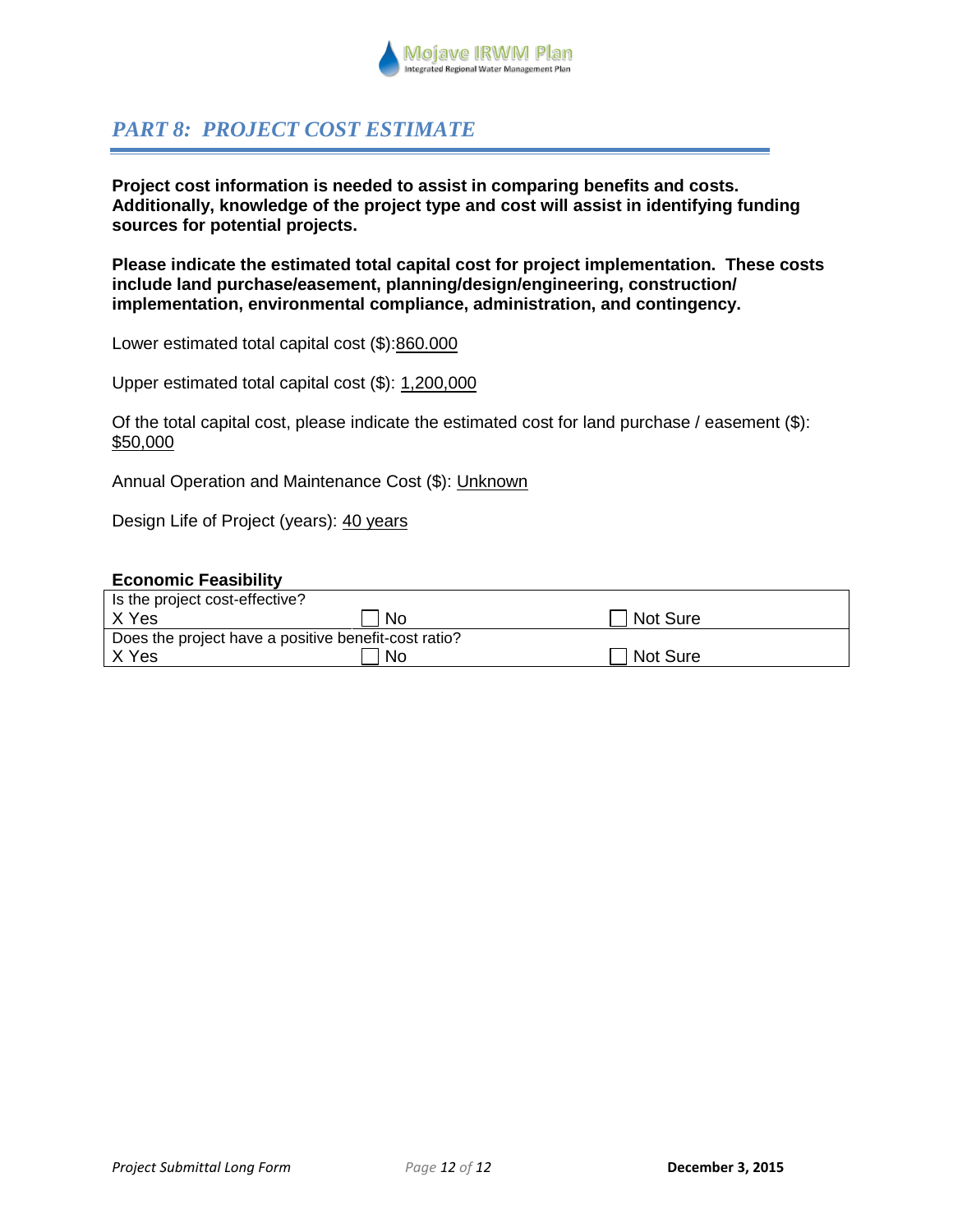## *PART 8: PROJECT COST ESTIMATE*

**Project cost information is needed to assist in comparing benefits and costs. Additionally, knowledge of the project type and cost will assist in identifying funding sources for potential projects.**

**Please indicate the estimated total capital cost for project implementation. These costs include land purchase/easement, planning/design/engineering, construction/ implementation, environmental compliance, administration, and contingency.**

Lower estimated total capital cost ($):860.000

Upper estimated total capital cost ($): 1,200,000

Of the total capital cost, please indicate the estimated cost for land purchase / easement ($): $50,000

Annual Operation and Maintenance Cost ($): Unknown

Design Life of Project (years): 40 years

**Economic Feasibility**

| | | |
|---|---|---|
| Is the project cost-effective? | | |
| X Yes | ☐ No | ☐ Not Sure |
| Does the project have a positive benefit-cost ratio? | | |
| X Yes | ☐ No | ☐ Not Sure |